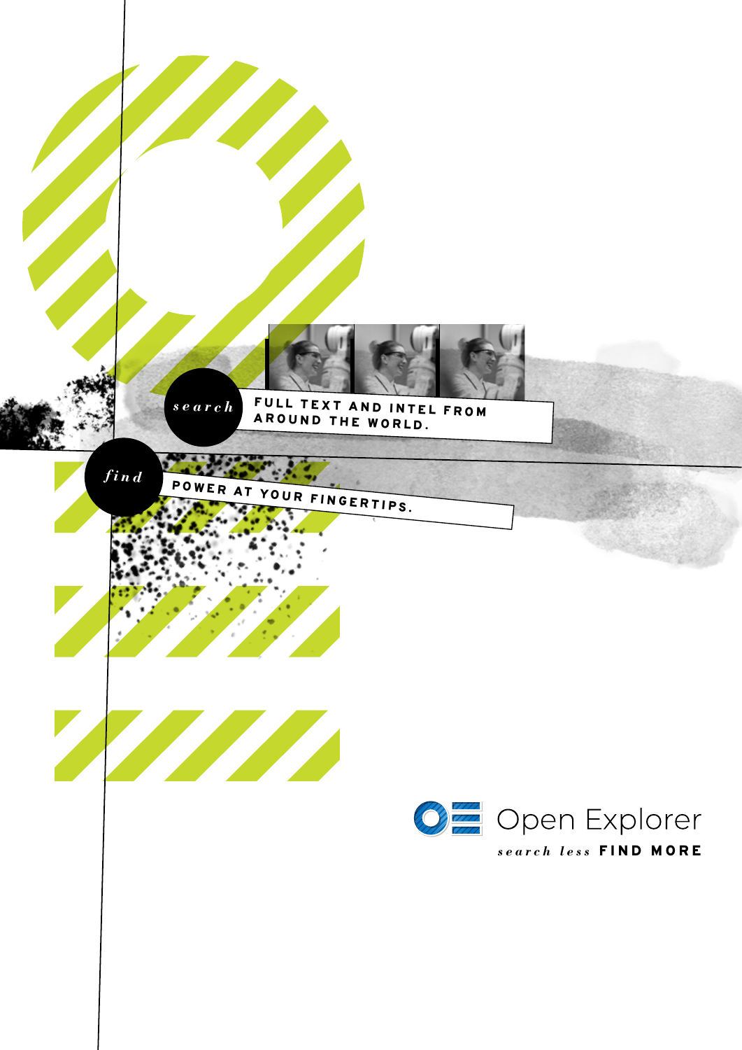*search* FULL TEXT AND INTEL FROM AROUND THE WORLD.

*find* POWER AT YOUR FINGERTIPS.

Open Explorer

*search less* **FIND MORE**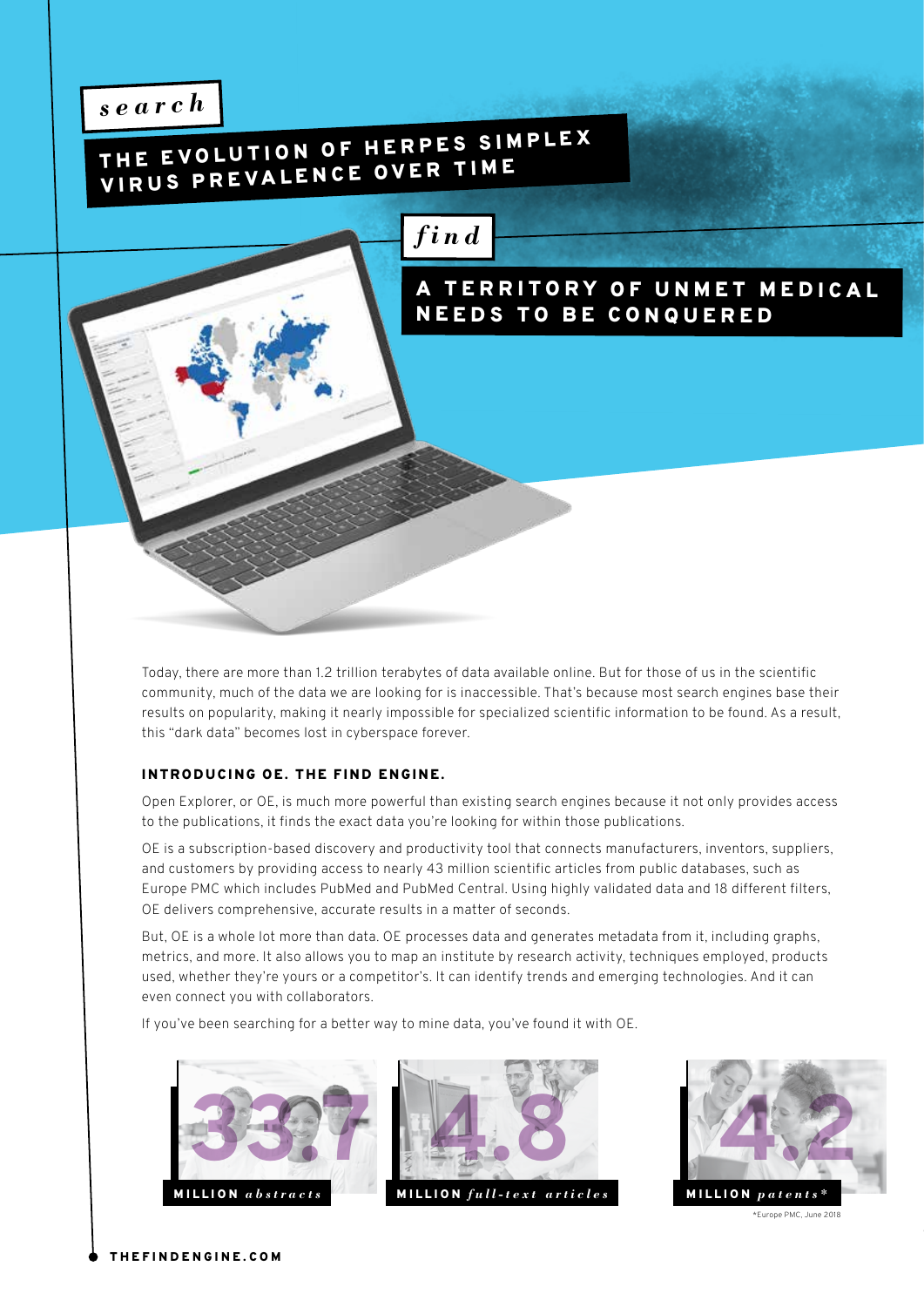*search*

## THE EVOLUTION OF HERPES SIMPLEX VIRUS PREVALENCE OVER TIME

*find*

## A TERRITORY OF UNMET MEDICAL NEEDS TO BE CONQUERED

Today, there are more than 1.2 trillion terabytes of data available online. But for those of us in the scientific community, much of the data we are looking for is inaccessible. That's because most search engines base their results on popularity, making it nearly impossible for specialized scientific information to be found. As a result, this "dark data" becomes lost in cyberspace forever.

### INTRODUCING OE. THE FIND ENGINE.

Open Explorer, or OE, is much more powerful than existing search engines because it not only provides access to the publications, it finds the exact data you're looking for within those publications.

OE is a subscription-based discovery and productivity tool that connects manufacturers, inventors, suppliers, and customers by providing access to nearly 43 million scientific articles from public databases, such as Europe PMC which includes PubMed and PubMed Central. Using highly validated data and 18 different filters, OE delivers comprehensive, accurate results in a matter of seconds.

But, OE is a whole lot more than data. OE processes data and generates metadata from it, including graphs, metrics, and more. It also allows you to map an institute by research activity, techniques employed, products used, whether they're yours or a competitor's. It can identify trends and emerging technologies. And it can even connect you with collaborators.

If you've been searching for a better way to mine data, you've found it with OE.

**33.7** MILLION *abstracts*

**4.8** MILLION *full-text articles*

**4.2** MILLION *patents**

*Europe PMC, June 2018

THEFINDENGINE.COM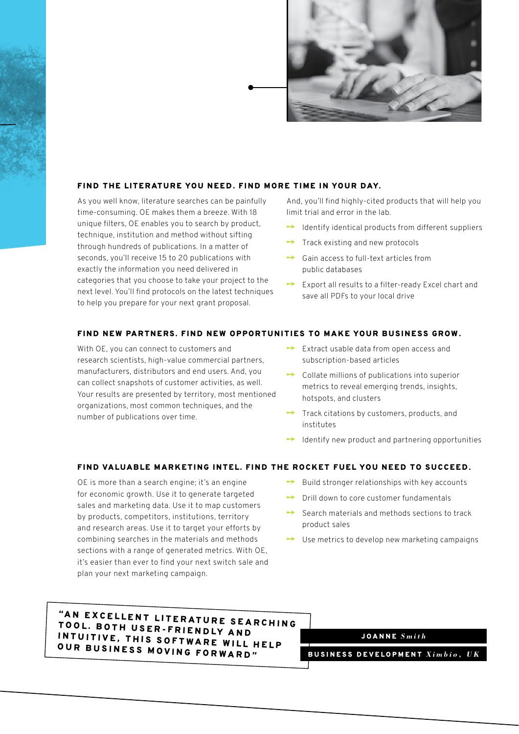## FIND THE LITERATURE YOU NEED. FIND MORE TIME IN YOUR DAY.

As you well know, literature searches can be painfully time-consuming. OE makes them a breeze. With 18 unique filters, OE enables you to search by product, technique, institution and method without sifting through hundreds of publications. In a matter of seconds, you'll receive 15 to 20 publications with exactly the information you need delivered in categories that you choose to take your project to the next level. You'll find protocols on the latest techniques to help you prepare for your next grant proposal.

And, you'll find highly-cited products that will help you limit trial and error in the lab.

- Identify identical products from different suppliers
- Track existing and new protocols
- Gain access to full-text articles from public databases
- Export all results to a filter-ready Excel chart and save all PDFs to your local drive

## FIND NEW PARTNERS. FIND NEW OPPORTUNITIES TO MAKE YOUR BUSINESS GROW.

With OE, you can connect to customers and research scientists, high-value commercial partners, manufacturers, distributors and end users. And, you can collect snapshots of customer activities, as well. Your results are presented by territory, most mentioned organizations, most common techniques, and the number of publications over time.

- Extract usable data from open access and subscription-based articles
- Collate millions of publications into superior metrics to reveal emerging trends, insights, hotspots, and clusters
- Track citations by customers, products, and institutes
- Identify new product and partnering opportunities

## FIND VALUABLE MARKETING INTEL. FIND THE ROCKET FUEL YOU NEED TO SUCCEED.

OE is more than a search engine; it's an engine for economic growth. Use it to generate targeted sales and marketing data. Use it to map customers by products, competitors, institutions, territory and research areas. Use it to target your efforts by combining searches in the materials and methods sections with a range of generated metrics. With OE, it's easier than ever to find your next switch sale and plan your next marketing campaign.

- Build stronger relationships with key accounts
- Drill down to core customer fundamentals
- Search materials and methods sections to track product sales
- Use metrics to develop new marketing campaigns

**"AN EXCELLENT LITERATURE SEARCHING TOOL. BOTH USER-FRIENDLY AND INTUITIVE, THIS SOFTWARE WILL HELP OUR BUSINESS MOVING FORWARD"**

**JOANNE** *Smith*

**BUSINESS DEVELOPMENT** *Ximbio, UK*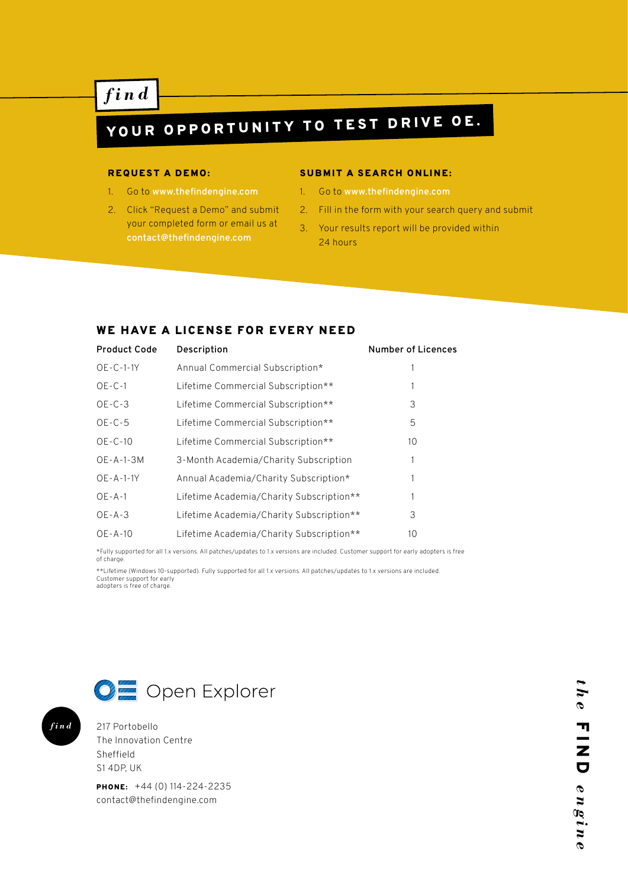*find*

# YOUR OPPORTUNITY TO TEST DRIVE OE.

### REQUEST A DEMO:

1. Go to www.thefindengine.com
2. Click "Request a Demo" and submit your completed form or email us at contact@thefindengine.com

### SUBMIT A SEARCH ONLINE:

1. Go to www.thefindengine.com
2. Fill in the form with your search query and submit
3. Your results report will be provided within 24 hours

## WE HAVE A LICENSE FOR EVERY NEED

| Product Code | Description | Number of Licences |
|---|---|---|
| OE-C-1-1Y | Annual Commercial Subscription* | 1 |
| OE-C-1 | Lifetime Commercial Subscription** | 1 |
| OE-C-3 | Lifetime Commercial Subscription** | 3 |
| OE-C-5 | Lifetime Commercial Subscription** | 5 |
| OE-C-10 | Lifetime Commercial Subscription** | 10 |
| OE-A-1-3M | 3-Month Academia/Charity Subscription | 1 |
| OE-A-1-1Y | Annual Academia/Charity Subscription* | 1 |
| OE-A-1 | Lifetime Academia/Charity Subscription** | 1 |
| OE-A-3 | Lifetime Academia/Charity Subscription** | 3 |
| OE-A-10 | Lifetime Academia/Charity Subscription** | 10 |

*Fully supported for all 1.x versions. All patches/updates to 1.x versions are included. Customer support for early adopters is free of charge.

**Lifetime (Windows 10-supported). Fully supported for all 1.x versions. All patches/updates to 1.x versions are included. Customer support for early adopters is free of charge.

Open Explorer

*find*

217 Portobello
The Innovation Centre
Sheffield
S1 4DP, UK

**PHONE:** +44 (0) 114-224-2235
contact@thefindengine.com

*the* **FIND** *engine*